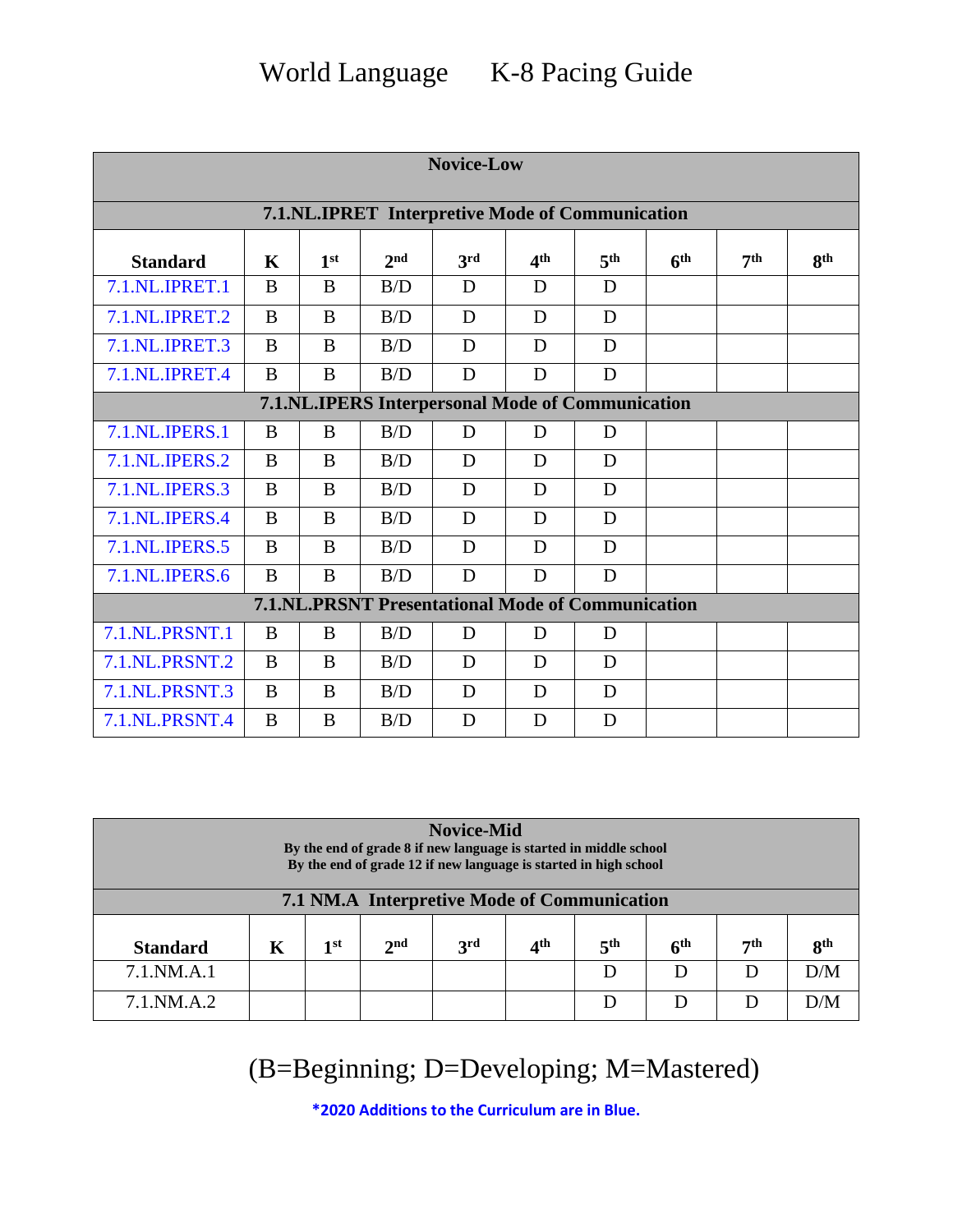# World Language K-8 Pacing Guide

| Novice-Low | | | | | | | | | |
|---|---|---|---|---|---|---|---|---|---|
| **7.1.NL.IPRET Interpretive Mode of Communication** | | | | | | | | | |
| **Standard** | **K** | **1st** | **2nd** | **3rd** | **4th** | **5th** | **6th** | **7th** | **8th** |
| 7.1.NL.IPRET.1 | B | B | B/D | D | D | D | | | |
| 7.1.NL.IPRET.2 | B | B | B/D | D | D | D | | | |
| 7.1.NL.IPRET.3 | B | B | B/D | D | D | D | | | |
| 7.1.NL.IPRET.4 | B | B | B/D | D | D | D | | | |
| **7.1.NL.IPERS Interpersonal Mode of Communication** | | | | | | | | | |
| 7.1.NL.IPERS.1 | B | B | B/D | D | D | D | | | |
| 7.1.NL.IPERS.2 | B | B | B/D | D | D | D | | | |
| 7.1.NL.IPERS.3 | B | B | B/D | D | D | D | | | |
| 7.1.NL.IPERS.4 | B | B | B/D | D | D | D | | | |
| 7.1.NL.IPERS.5 | B | B | B/D | D | D | D | | | |
| 7.1.NL.IPERS.6 | B | B | B/D | D | D | D | | | |
| **7.1.NL.PRSNT Presentational Mode of Communication** | | | | | | | | | |
| 7.1.NL.PRSNT.1 | B | B | B/D | D | D | D | | | |
| 7.1.NL.PRSNT.2 | B | B | B/D | D | D | D | | | |
| 7.1.NL.PRSNT.3 | B | B | B/D | D | D | D | | | |
| 7.1.NL.PRSNT.4 | B | B | B/D | D | D | D | | | |

| Novice-Mid<br>By the end of grade 8 if new language is started in middle school<br>By the end of grade 12 if new language is started in high school | | | | | | | | | |
|---|---|---|---|---|---|---|---|---|---|
| **7.1 NM.A Interpretive Mode of Communication** | | | | | | | | | |
| **Standard** | **K** | **1st** | **2nd** | **3rd** | **4th** | **5th** | **6th** | **7th** | **8th** |
| 7.1.NM.A.1 | | | | | | D | D | D | D/M |
| 7.1.NM.A.2 | | | | | | D | D | D | D/M |

(B=Beginning; D=Developing; M=Mastered)

***2020 Additions to the Curriculum are in Blue.**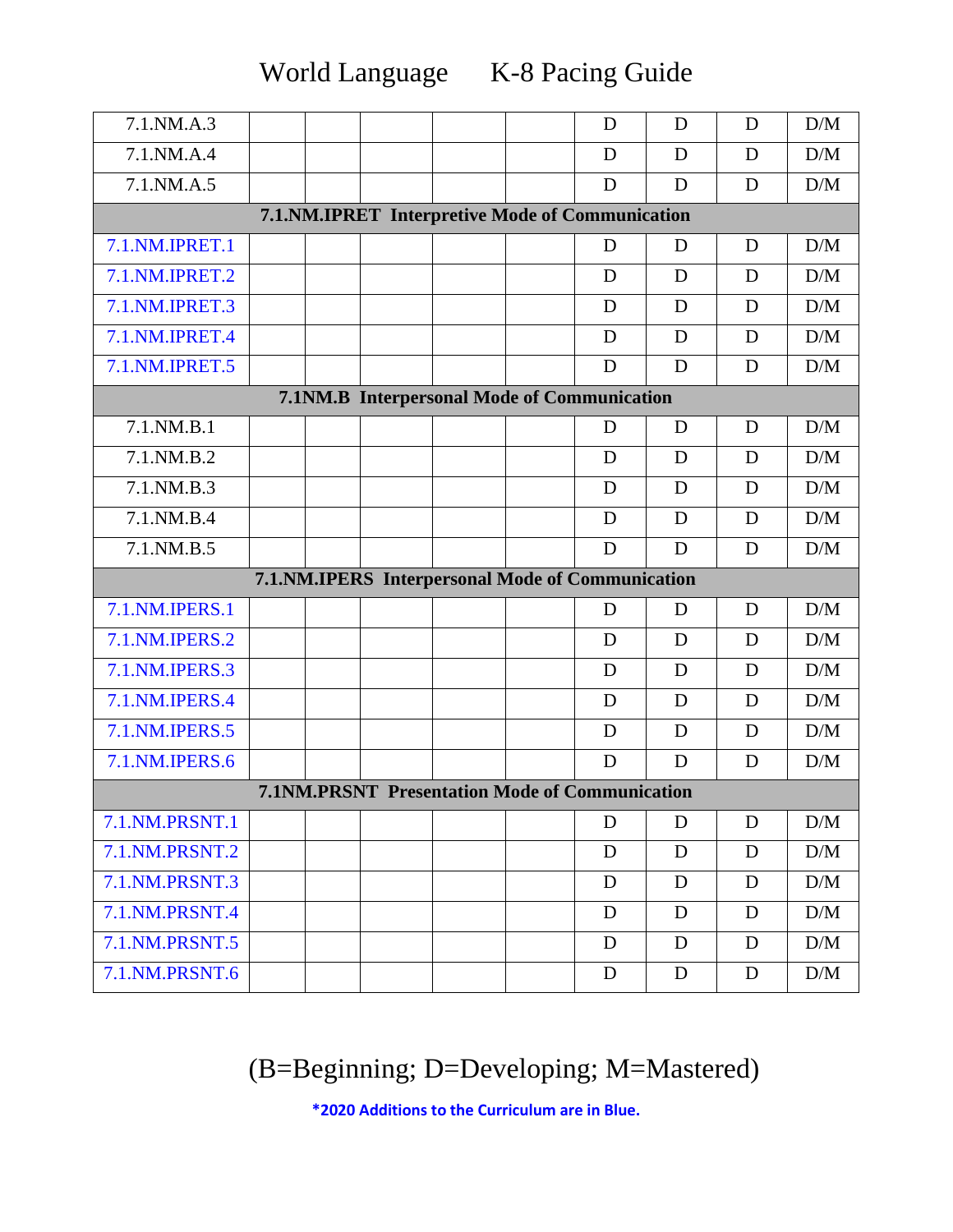# World Language K-8 Pacing Guide

| | | | | | | | | |
|---|---|---|---|---|---|---|---|---|
| 7.1.NM.A.3 | | | | | D | D | D | D/M |
| 7.1.NM.A.4 | | | | | D | D | D | D/M |
| 7.1.NM.A.5 | | | | | D | D | D | D/M |
| **7.1.NM.IPRET Interpretive Mode of Communication** | | | | | | | | |
| 7.1.NM.IPRET.1 | | | | | D | D | D | D/M |
| 7.1.NM.IPRET.2 | | | | | D | D | D | D/M |
| 7.1.NM.IPRET.3 | | | | | D | D | D | D/M |
| 7.1.NM.IPRET.4 | | | | | D | D | D | D/M |
| 7.1.NM.IPRET.5 | | | | | D | D | D | D/M |
| **7.1NM.B Interpersonal Mode of Communication** | | | | | | | | |
| 7.1.NM.B.1 | | | | | D | D | D | D/M |
| 7.1.NM.B.2 | | | | | D | D | D | D/M |
| 7.1.NM.B.3 | | | | | D | D | D | D/M |
| 7.1.NM.B.4 | | | | | D | D | D | D/M |
| 7.1.NM.B.5 | | | | | D | D | D | D/M |
| **7.1.NM.IPERS Interpersonal Mode of Communication** | | | | | | | | |
| 7.1.NM.IPERS.1 | | | | | D | D | D | D/M |
| 7.1.NM.IPERS.2 | | | | | D | D | D | D/M |
| 7.1.NM.IPERS.3 | | | | | D | D | D | D/M |
| 7.1.NM.IPERS.4 | | | | | D | D | D | D/M |
| 7.1.NM.IPERS.5 | | | | | D | D | D | D/M |
| 7.1.NM.IPERS.6 | | | | | D | D | D | D/M |
| **7.1NM.PRSNT Presentation Mode of Communication** | | | | | | | | |
| 7.1.NM.PRSNT.1 | | | | | D | D | D | D/M |
| 7.1.NM.PRSNT.2 | | | | | D | D | D | D/M |
| 7.1.NM.PRSNT.3 | | | | | D | D | D | D/M |
| 7.1.NM.PRSNT.4 | | | | | D | D | D | D/M |
| 7.1.NM.PRSNT.5 | | | | | D | D | D | D/M |
| 7.1.NM.PRSNT.6 | | | | | D | D | D | D/M |

(B=Beginning; D=Developing; M=Mastered)

**\*2020 Additions to the Curriculum are in Blue.**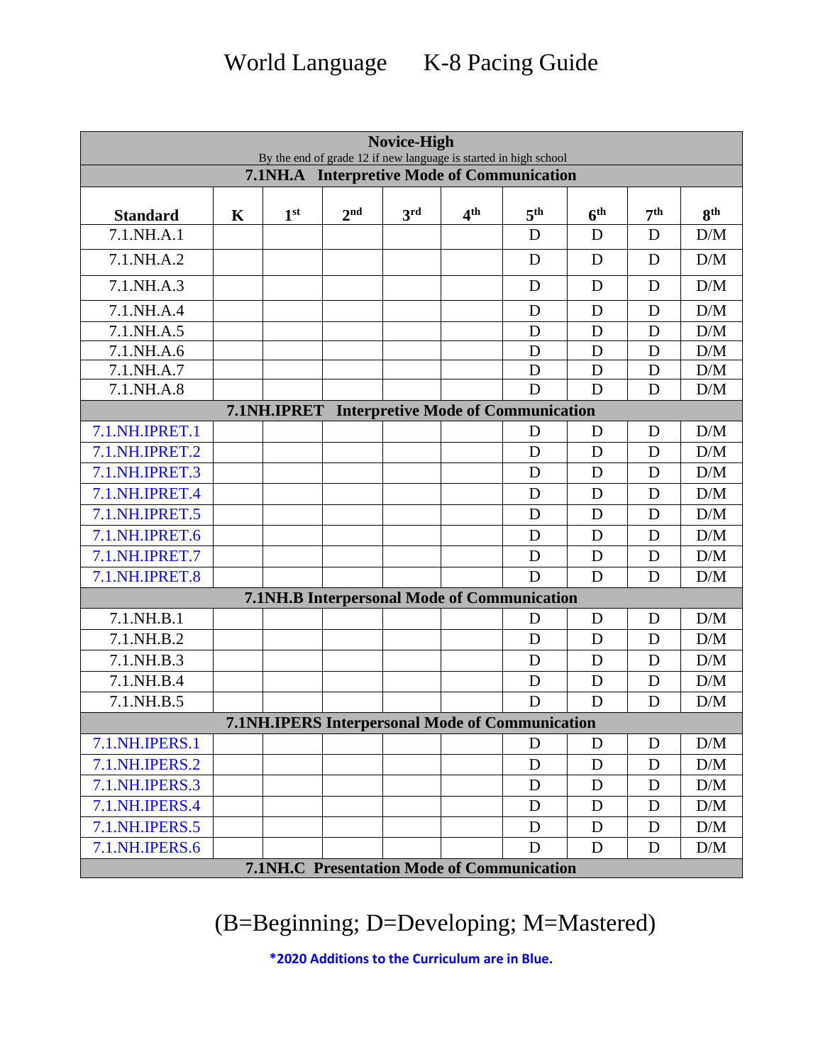# World Language K-8 Pacing Guide

| Novice-High<br>By the end of grade 12 if new language is started in high school | | | | | | | | | |
|---|---|---|---|---|---|---|---|---|---|
| **7.1NH.A Interpretive Mode of Communication** | | | | | | | | | |
| **Standard** | **K** | **1st** | **2nd** | **3rd** | **4th** | **5th** | **6th** | **7th** | **8th** |
| 7.1.NH.A.1 | | | | | | D | D | D | D/M |
| 7.1.NH.A.2 | | | | | | D | D | D | D/M |
| 7.1.NH.A.3 | | | | | | D | D | D | D/M |
| 7.1.NH.A.4 | | | | | | D | D | D | D/M |
| 7.1.NH.A.5 | | | | | | D | D | D | D/M |
| 7.1.NH.A.6 | | | | | | D | D | D | D/M |
| 7.1.NH.A.7 | | | | | | D | D | D | D/M |
| 7.1.NH.A.8 | | | | | | D | D | D | D/M |
| **7.1NH.IPRET Interpretive Mode of Communication** | | | | | | | | | |
| 7.1.NH.IPRET.1 | | | | | | D | D | D | D/M |
| 7.1.NH.IPRET.2 | | | | | | D | D | D | D/M |
| 7.1.NH.IPRET.3 | | | | | | D | D | D | D/M |
| 7.1.NH.IPRET.4 | | | | | | D | D | D | D/M |
| 7.1.NH.IPRET.5 | | | | | | D | D | D | D/M |
| 7.1.NH.IPRET.6 | | | | | | D | D | D | D/M |
| 7.1.NH.IPRET.7 | | | | | | D | D | D | D/M |
| 7.1.NH.IPRET.8 | | | | | | D | D | D | D/M |
| **7.1NH.B Interpersonal Mode of Communication** | | | | | | | | | |
| 7.1.NH.B.1 | | | | | | D | D | D | D/M |
| 7.1.NH.B.2 | | | | | | D | D | D | D/M |
| 7.1.NH.B.3 | | | | | | D | D | D | D/M |
| 7.1.NH.B.4 | | | | | | D | D | D | D/M |
| 7.1.NH.B.5 | | | | | | D | D | D | D/M |
| **7.1NH.IPERS Interpersonal Mode of Communication** | | | | | | | | | |
| 7.1.NH.IPERS.1 | | | | | | D | D | D | D/M |
| 7.1.NH.IPERS.2 | | | | | | D | D | D | D/M |
| 7.1.NH.IPERS.3 | | | | | | D | D | D | D/M |
| 7.1.NH.IPERS.4 | | | | | | D | D | D | D/M |
| 7.1.NH.IPERS.5 | | | | | | D | D | D | D/M |
| 7.1.NH.IPERS.6 | | | | | | D | D | D | D/M |
| **7.1NH.C Presentation Mode of Communication** | | | | | | | | | |

(B=Beginning; D=Developing; M=Mastered)

**\*2020 Additions to the Curriculum are in Blue.**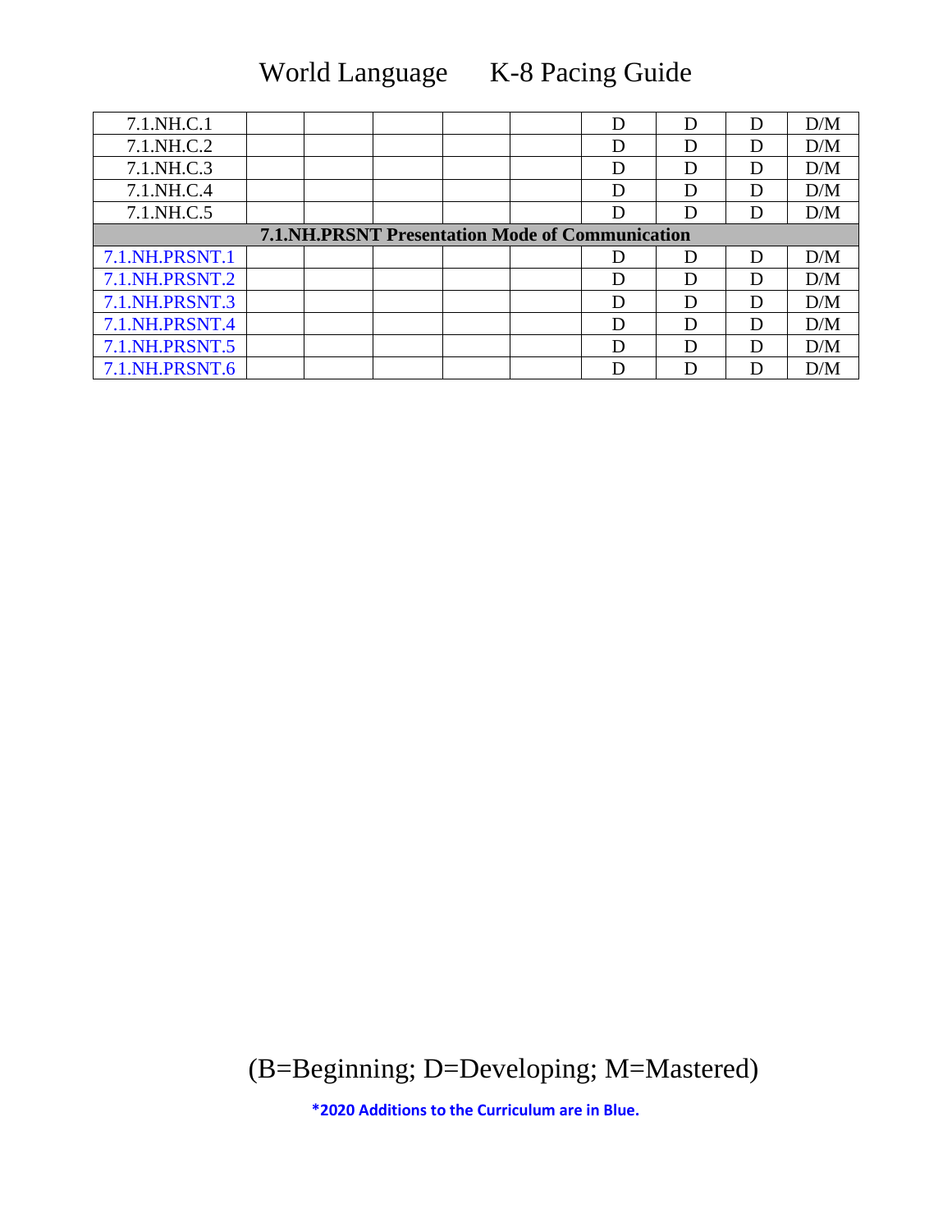# World Language K-8 Pacing Guide

| | | | | | | | | | |
|---|---|---|---|---|---|---|---|---|---|
| 7.1.NH.C.1 | | | | | | D | D | D | D/M |
| 7.1.NH.C.2 | | | | | | D | D | D | D/M |
| 7.1.NH.C.3 | | | | | | D | D | D | D/M |
| 7.1.NH.C.4 | | | | | | D | D | D | D/M |
| 7.1.NH.C.5 | | | | | | D | D | D | D/M |
| **7.1.NH.PRSNT Presentation Mode of Communication** | | | | | | | | | |
| 7.1.NH.PRSNT.1 | | | | | | D | D | D | D/M |
| 7.1.NH.PRSNT.2 | | | | | | D | D | D | D/M |
| 7.1.NH.PRSNT.3 | | | | | | D | D | D | D/M |
| 7.1.NH.PRSNT.4 | | | | | | D | D | D | D/M |
| 7.1.NH.PRSNT.5 | | | | | | D | D | D | D/M |
| 7.1.NH.PRSNT.6 | | | | | | D | D | D | D/M |

(B=Beginning; D=Developing; M=Mastered)

***2020 Additions to the Curriculum are in Blue.**